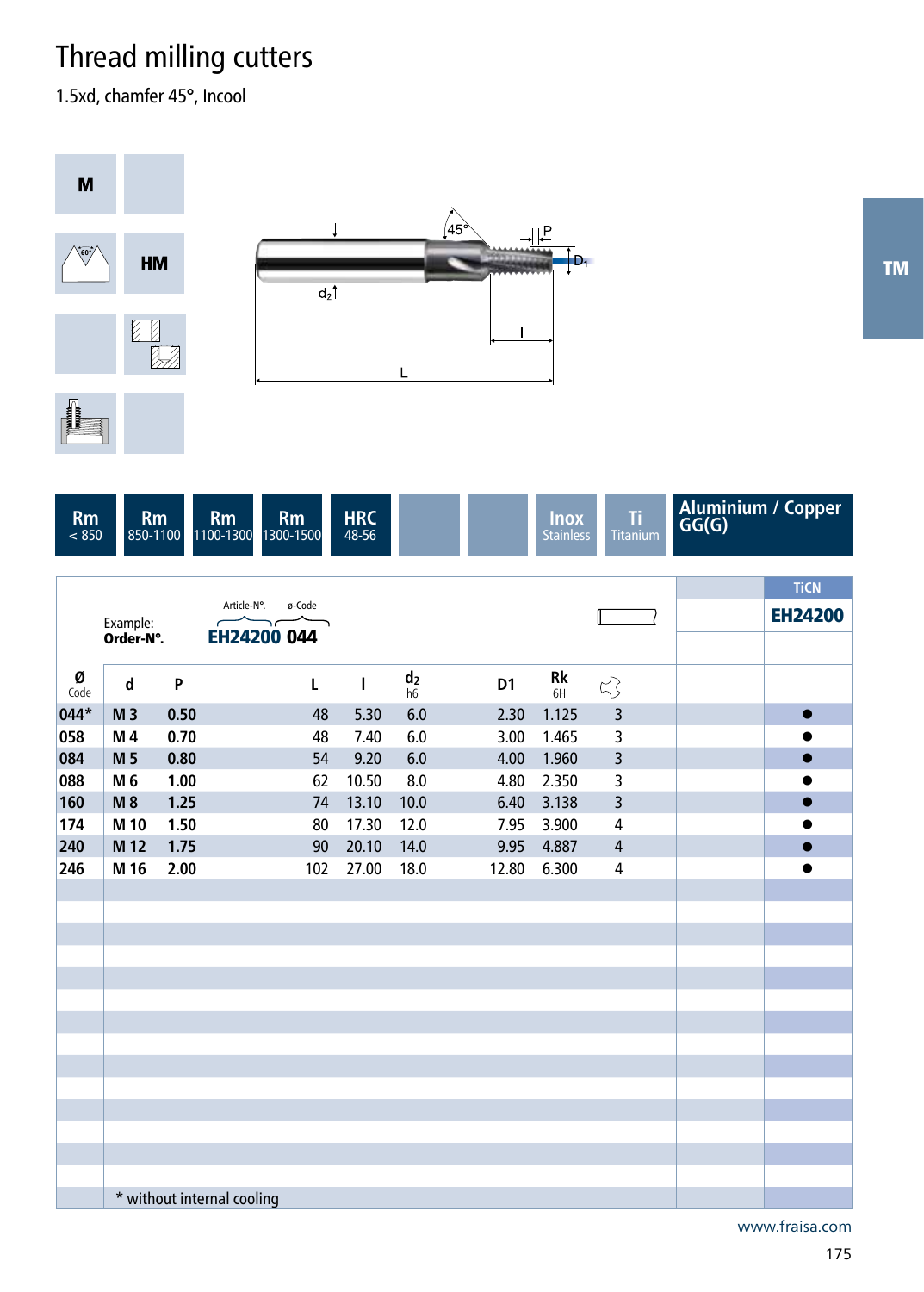# Thread milling cutters

1.5xd, chamfer 45°, Incool

M

HM

TM

| Rm < 850 | Rm 850-1100 | Rm 1100-1300 | Rm 1300-1500 | HRC 48-56 | | | Inox Stainless | Ti Titanium | Aluminium / Copper GG(G) |
|---|---|---|---|---|---|---|---|---|---|

Example: **Order-N°.** Article-N° **EH24200** ø-Code **044**

| Ø Code | d | P | L | l | $d_2$ h6 | D1 | Rk 6H | Z | TiCN EH24200 |
|---|---|---|---|---|---|---|---|---|---|
| 044* | M 3 | 0.50 | 48 | 5.30 | 6.0 | 2.30 | 1.125 | 3 | ● |
| 058 | M 4 | 0.70 | 48 | 7.40 | 6.0 | 3.00 | 1.465 | 3 | ● |
| 084 | M 5 | 0.80 | 54 | 9.20 | 6.0 | 4.00 | 1.960 | 3 | ● |
| 088 | M 6 | 1.00 | 62 | 10.50 | 8.0 | 4.80 | 2.350 | 3 | ● |
| 160 | M 8 | 1.25 | 74 | 13.10 | 10.0 | 6.40 | 3.138 | 3 | ● |
| 174 | M 10 | 1.50 | 80 | 17.30 | 12.0 | 7.95 | 3.900 | 4 | ● |
| 240 | M 12 | 1.75 | 90 | 20.10 | 14.0 | 9.95 | 4.887 | 4 | ● |
| 246 | M 16 | 2.00 | 102 | 27.00 | 18.0 | 12.80 | 6.300 | 4 | ● |

\* without internal cooling

www.fraisa.com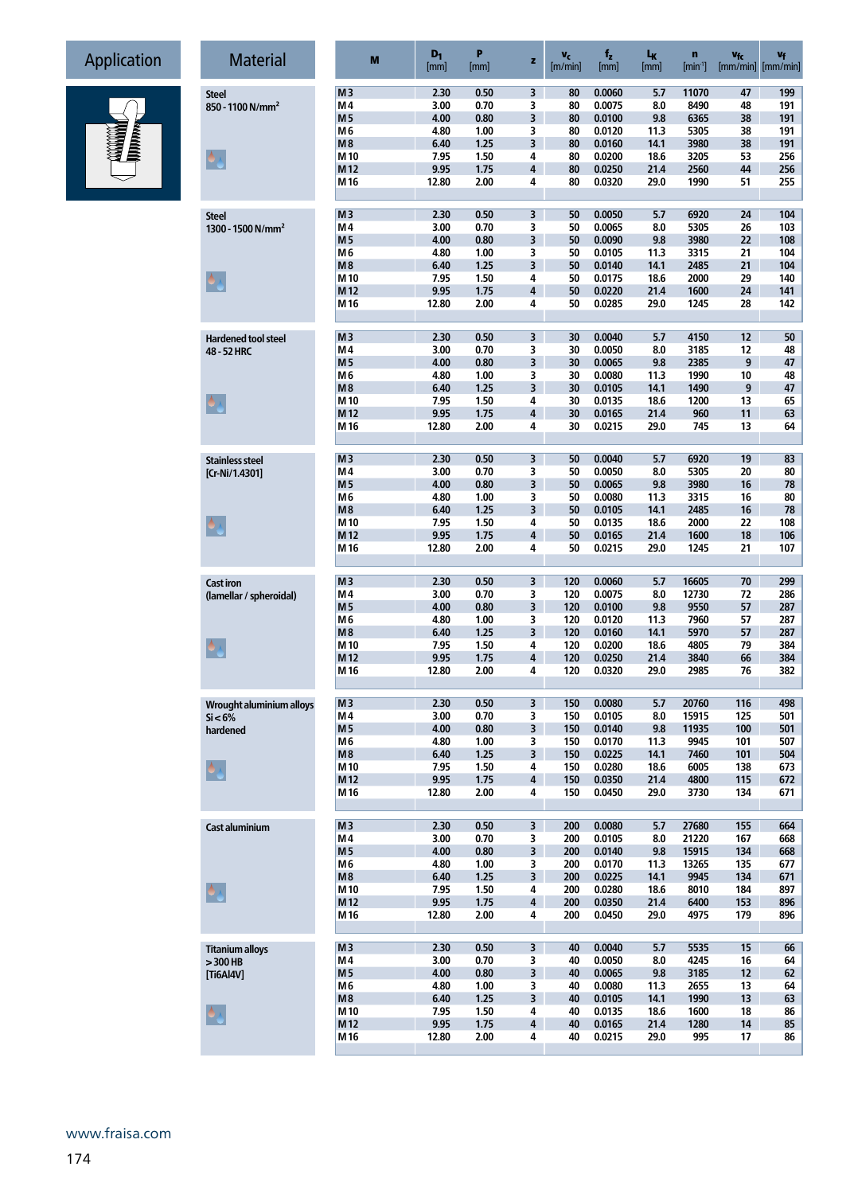| Application | Material | M | $D_1$ [mm] | P [mm] | z | $v_c$ [m/min] | $f_z$ [mm] | $L_K$ [mm] | n [min$^{-1}$] | $v_{fc}$ [mm/min] | $v_f$ [mm/min] |
|---|---|---|---|---|---|---|---|---|---|---|---|
| | Steel 850 - 1100 N/mm² | M 3 | 2.30 | 0.50 | 3 | 80 | 0.0060 | 5.7 | 11070 | 47 | 199 |
| | | M 4 | 3.00 | 0.70 | 3 | 80 | 0.0075 | 8.0 | 8490 | 48 | 191 |
| | | M 5 | 4.00 | 0.80 | 3 | 80 | 0.0100 | 9.8 | 6365 | 38 | 191 |
| | | M 6 | 4.80 | 1.00 | 3 | 80 | 0.0120 | 11.3 | 5305 | 38 | 191 |
| | | M 8 | 6.40 | 1.25 | 3 | 80 | 0.0160 | 14.1 | 3980 | 38 | 191 |
| | | M 10 | 7.95 | 1.50 | 4 | 80 | 0.0200 | 18.6 | 3205 | 53 | 256 |
| | | M 12 | 9.95 | 1.75 | 4 | 80 | 0.0250 | 21.4 | 2560 | 44 | 256 |
| | | M 16 | 12.80 | 2.00 | 4 | 80 | 0.0320 | 29.0 | 1990 | 51 | 255 |
| | Steel 1300 - 1500 N/mm² | M 3 | 2.30 | 0.50 | 3 | 50 | 0.0050 | 5.7 | 6920 | 24 | 104 |
| | | M 4 | 3.00 | 0.70 | 3 | 50 | 0.0065 | 8.0 | 5305 | 26 | 103 |
| | | M 5 | 4.00 | 0.80 | 3 | 50 | 0.0090 | 9.8 | 3980 | 22 | 108 |
| | | M 6 | 4.80 | 1.00 | 3 | 50 | 0.0105 | 11.3 | 3315 | 21 | 104 |
| | | M 8 | 6.40 | 1.25 | 3 | 50 | 0.0140 | 14.1 | 2485 | 21 | 104 |
| | | M 10 | 7.95 | 1.50 | 4 | 50 | 0.0175 | 18.6 | 2000 | 29 | 140 |
| | | M 12 | 9.95 | 1.75 | 4 | 50 | 0.0220 | 21.4 | 1600 | 24 | 141 |
| | | M 16 | 12.80 | 2.00 | 4 | 50 | 0.0285 | 29.0 | 1245 | 28 | 142 |
| | Hardened tool steel 48 - 52 HRC | M 3 | 2.30 | 0.50 | 3 | 30 | 0.0040 | 5.7 | 4150 | 12 | 50 |
| | | M 4 | 3.00 | 0.70 | 3 | 30 | 0.0050 | 8.0 | 3185 | 12 | 48 |
| | | M 5 | 4.00 | 0.80 | 3 | 30 | 0.0065 | 9.8 | 2385 | 9 | 47 |
| | | M 6 | 4.80 | 1.00 | 3 | 30 | 0.0080 | 11.3 | 1990 | 10 | 48 |
| | | M 8 | 6.40 | 1.25 | 3 | 30 | 0.0105 | 14.1 | 1490 | 9 | 47 |
| | | M 10 | 7.95 | 1.50 | 4 | 30 | 0.0135 | 18.6 | 1200 | 13 | 65 |
| | | M 12 | 9.95 | 1.75 | 4 | 30 | 0.0165 | 21.4 | 960 | 11 | 63 |
| | | M 16 | 12.80 | 2.00 | 4 | 30 | 0.0215 | 29.0 | 745 | 13 | 64 |
| | Stainless steel [Cr-Ni/1.4301] | M 3 | 2.30 | 0.50 | 3 | 50 | 0.0040 | 5.7 | 6920 | 19 | 83 |
| | | M 4 | 3.00 | 0.70 | 3 | 50 | 0.0050 | 8.0 | 5305 | 20 | 80 |
| | | M 5 | 4.00 | 0.80 | 3 | 50 | 0.0065 | 9.8 | 3980 | 16 | 78 |
| | | M 6 | 4.80 | 1.00 | 3 | 50 | 0.0080 | 11.3 | 3315 | 16 | 80 |
| | | M 8 | 6.40 | 1.25 | 3 | 50 | 0.0105 | 14.1 | 2485 | 16 | 78 |
| | | M 10 | 7.95 | 1.50 | 4 | 50 | 0.0135 | 18.6 | 2000 | 22 | 108 |
| | | M 12 | 9.95 | 1.75 | 4 | 50 | 0.0165 | 21.4 | 1600 | 18 | 106 |
| | | M 16 | 12.80 | 2.00 | 4 | 50 | 0.0215 | 29.0 | 1245 | 21 | 107 |
| | Cast iron (lamellar / spheroidal) | M 3 | 2.30 | 0.50 | 3 | 120 | 0.0060 | 5.7 | 16605 | 70 | 299 |
| | | M 4 | 3.00 | 0.70 | 3 | 120 | 0.0075 | 8.0 | 12730 | 72 | 286 |
| | | M 5 | 4.00 | 0.80 | 3 | 120 | 0.0100 | 9.8 | 9550 | 57 | 287 |
| | | M 6 | 4.80 | 1.00 | 3 | 120 | 0.0120 | 11.3 | 7960 | 57 | 287 |
| | | M 8 | 6.40 | 1.25 | 3 | 120 | 0.0160 | 14.1 | 5970 | 57 | 287 |
| | | M 10 | 7.95 | 1.50 | 4 | 120 | 0.0200 | 18.6 | 4805 | 79 | 384 |
| | | M 12 | 9.95 | 1.75 | 4 | 120 | 0.0250 | 21.4 | 3840 | 66 | 384 |
| | | M 16 | 12.80 | 2.00 | 4 | 120 | 0.0320 | 29.0 | 2985 | 76 | 382 |
| | Wrought aluminium alloys Si < 6% hardened | M 3 | 2.30 | 0.50 | 3 | 150 | 0.0080 | 5.7 | 20760 | 116 | 498 |
| | | M 4 | 3.00 | 0.70 | 3 | 150 | 0.0105 | 8.0 | 15915 | 125 | 501 |
| | | M 5 | 4.00 | 0.80 | 3 | 150 | 0.0140 | 9.8 | 11935 | 100 | 501 |
| | | M 6 | 4.80 | 1.00 | 3 | 150 | 0.0170 | 11.3 | 9945 | 101 | 507 |
| | | M 8 | 6.40 | 1.25 | 3 | 150 | 0.0225 | 14.1 | 7460 | 101 | 504 |
| | | M 10 | 7.95 | 1.50 | 4 | 150 | 0.0280 | 18.6 | 6005 | 138 | 673 |
| | | M 12 | 9.95 | 1.75 | 4 | 150 | 0.0350 | 21.4 | 4800 | 115 | 672 |
| | | M 16 | 12.80 | 2.00 | 4 | 150 | 0.0450 | 29.0 | 3730 | 134 | 671 |
| | Cast aluminium | M 3 | 2.30 | 0.50 | 3 | 200 | 0.0080 | 5.7 | 27680 | 155 | 664 |
| | | M 4 | 3.00 | 0.70 | 3 | 200 | 0.0105 | 8.0 | 21220 | 167 | 668 |
| | | M 5 | 4.00 | 0.80 | 3 | 200 | 0.0140 | 9.8 | 15915 | 134 | 668 |
| | | M 6 | 4.80 | 1.00 | 3 | 200 | 0.0170 | 11.3 | 13265 | 135 | 677 |
| | | M 8 | 6.40 | 1.25 | 3 | 200 | 0.0225 | 14.1 | 9945 | 134 | 671 |
| | | M 10 | 7.95 | 1.50 | 4 | 200 | 0.0280 | 18.6 | 8010 | 184 | 897 |
| | | M 12 | 9.95 | 1.75 | 4 | 200 | 0.0350 | 21.4 | 6400 | 153 | 896 |
| | | M 16 | 12.80 | 2.00 | 4 | 200 | 0.0450 | 29.0 | 4975 | 179 | 896 |
| | Titanium alloys > 300 HB [Ti6Al4V] | M 3 | 2.30 | 0.50 | 3 | 40 | 0.0040 | 5.7 | 5535 | 15 | 66 |
| | | M 4 | 3.00 | 0.70 | 3 | 40 | 0.0050 | 8.0 | 4245 | 16 | 64 |
| | | M 5 | 4.00 | 0.80 | 3 | 40 | 0.0065 | 9.8 | 3185 | 12 | 62 |
| | | M 6 | 4.80 | 1.00 | 3 | 40 | 0.0080 | 11.3 | 2655 | 13 | 64 |
| | | M 8 | 6.40 | 1.25 | 3 | 40 | 0.0105 | 14.1 | 1990 | 13 | 63 |
| | | M 10 | 7.95 | 1.50 | 4 | 40 | 0.0135 | 18.6 | 1600 | 18 | 86 |
| | | M 12 | 9.95 | 1.75 | 4 | 40 | 0.0165 | 21.4 | 1280 | 14 | 85 |
| | | M 16 | 12.80 | 2.00 | 4 | 40 | 0.0215 | 29.0 | 995 | 17 | 86 |

www.fraisa.com